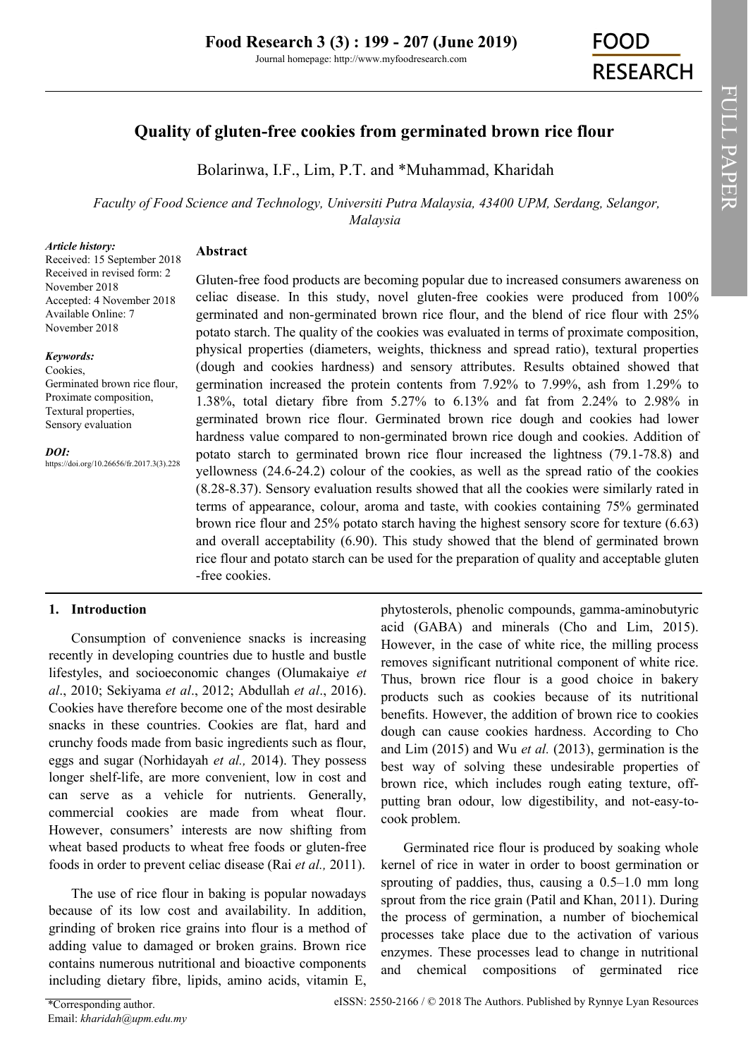# Quality of gluten-free cookies from germinated brown rice flour

Bolarinwa, I.F., Lim, P.T. and *Muhammad, Kharidah

*Faculty of Food Science and Technology, Universiti Putra Malaysia, 43400 UPM, Serdang, Selangor, Malaysia*

***Article history:***
Received: 15 September 2018
Received in revised form: 2 November 2018
Accepted: 4 November 2018
Available Online: 7 November 2018

***Keywords:***
Cookies,
Germinated brown rice flour,
Proximate composition,
Textural properties,
Sensory evaluation

***DOI:***
https://doi.org/10.26656/fr.2017.3(3).228

## Abstract

Gluten-free food products are becoming popular due to increased consumers awareness on celiac disease. In this study, novel gluten-free cookies were produced from 100% germinated and non-germinated brown rice flour, and the blend of rice flour with 25% potato starch. The quality of the cookies was evaluated in terms of proximate composition, physical properties (diameters, weights, thickness and spread ratio), textural properties (dough and cookies hardness) and sensory attributes. Results obtained showed that germination increased the protein contents from 7.92% to 7.99%, ash from 1.29% to 1.38%, total dietary fibre from 5.27% to 6.13% and fat from 2.24% to 2.98% in germinated brown rice flour. Germinated brown rice dough and cookies had lower hardness value compared to non-germinated brown rice dough and cookies. Addition of potato starch to germinated brown rice flour increased the lightness (79.1-78.8) and yellowness (24.6-24.2) colour of the cookies, as well as the spread ratio of the cookies (8.28-8.37). Sensory evaluation results showed that all the cookies were similarly rated in terms of appearance, colour, aroma and taste, with cookies containing 75% germinated brown rice flour and 25% potato starch having the highest sensory score for texture (6.63) and overall acceptability (6.90). This study showed that the blend of germinated brown rice flour and potato starch can be used for the preparation of quality and acceptable gluten-free cookies.

## 1. Introduction

Consumption of convenience snacks is increasing recently in developing countries due to hustle and bustle lifestyles, and socioeconomic changes (Olumakaiye *et al*., 2010; Sekiyama *et al*., 2012; Abdullah *et al*., 2016). Cookies have therefore become one of the most desirable snacks in these countries. Cookies are flat, hard and crunchy foods made from basic ingredients such as flour, eggs and sugar (Norhidayah *et al.,* 2014). They possess longer shelf-life, are more convenient, low in cost and can serve as a vehicle for nutrients. Generally, commercial cookies are made from wheat flour. However, consumers' interests are now shifting from wheat based products to wheat free foods or gluten-free foods in order to prevent celiac disease (Rai *et al.,* 2011).

The use of rice flour in baking is popular nowadays because of its low cost and availability. In addition, grinding of broken rice grains into flour is a method of adding value to damaged or broken grains. Brown rice contains numerous nutritional and bioactive components including dietary fibre, lipids, amino acids, vitamin E, phytosterols, phenolic compounds, gamma-aminobutyric acid (GABA) and minerals (Cho and Lim, 2015). However, in the case of white rice, the milling process removes significant nutritional component of white rice. Thus, brown rice flour is a good choice in bakery products such as cookies because of its nutritional benefits. However, the addition of brown rice to cookies dough can cause cookies hardness. According to Cho and Lim (2015) and Wu *et al.* (2013), germination is the best way of solving these undesirable properties of brown rice, which includes rough eating texture, off-putting bran odour, low digestibility, and not-easy-to-cook problem.

Germinated rice flour is produced by soaking whole kernel of rice in water in order to boost germination or sprouting of paddies, thus, causing a 0.5–1.0 mm long sprout from the rice grain (Patil and Khan, 2011). During the process of germination, a number of biochemical processes take place due to the activation of various enzymes. These processes lead to change in nutritional and chemical compositions of germinated rice

*Corresponding author.
Email: *kharidah@upm.edu.my*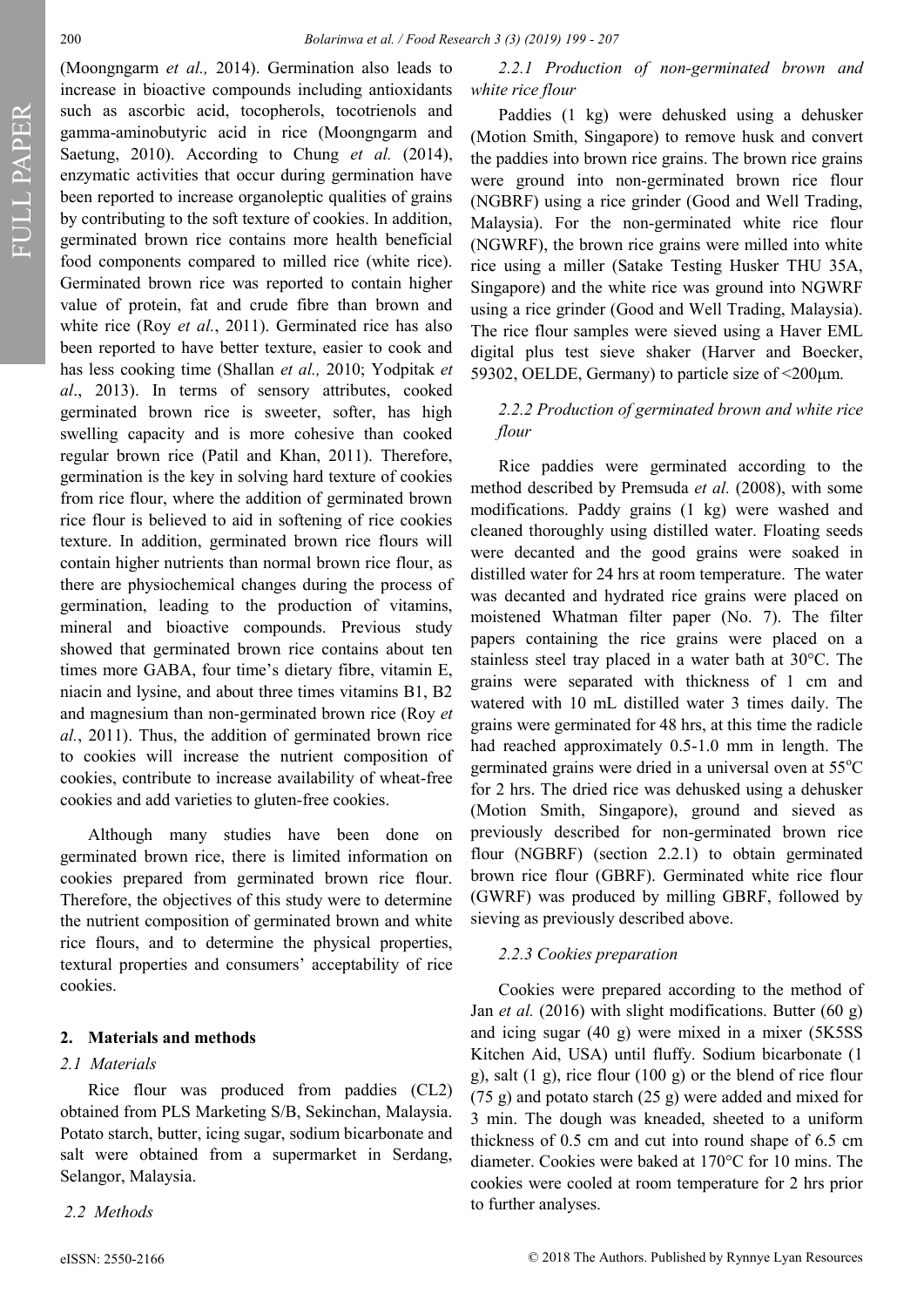(Moongngarm *et al.,* 2014). Germination also leads to increase in bioactive compounds including antioxidants such as ascorbic acid, tocopherols, tocotrienols and gamma-aminobutyric acid in rice (Moongngarm and Saetung, 2010). According to Chung *et al.* (2014), enzymatic activities that occur during germination have been reported to increase organoleptic qualities of grains by contributing to the soft texture of cookies. In addition, germinated brown rice contains more health beneficial food components compared to milled rice (white rice). Germinated brown rice was reported to contain higher value of protein, fat and crude fibre than brown and white rice (Roy *et al.*, 2011). Germinated rice has also been reported to have better texture, easier to cook and has less cooking time (Shallan *et al.,* 2010; Yodpitak *et al*., 2013). In terms of sensory attributes, cooked germinated brown rice is sweeter, softer, has high swelling capacity and is more cohesive than cooked regular brown rice (Patil and Khan, 2011). Therefore, germination is the key in solving hard texture of cookies from rice flour, where the addition of germinated brown rice flour is believed to aid in softening of rice cookies texture. In addition, germinated brown rice flours will contain higher nutrients than normal brown rice flour, as there are physiochemical changes during the process of germination, leading to the production of vitamins, mineral and bioactive compounds. Previous study showed that germinated brown rice contains about ten times more GABA, four time's dietary fibre, vitamin E, niacin and lysine, and about three times vitamins B1, B2 and magnesium than non-germinated brown rice (Roy *et al.*, 2011). Thus, the addition of germinated brown rice to cookies will increase the nutrient composition of cookies, contribute to increase availability of wheat-free cookies and add varieties to gluten-free cookies.

Although many studies have been done on germinated brown rice, there is limited information on cookies prepared from germinated brown rice flour. Therefore, the objectives of this study were to determine the nutrient composition of germinated brown and white rice flours, and to determine the physical properties, textural properties and consumers' acceptability of rice cookies.

## 2. Materials and methods

### *2.1 Materials*

Rice flour was produced from paddies (CL2) obtained from PLS Marketing S/B, Sekinchan, Malaysia. Potato starch, butter, icing sugar, sodium bicarbonate and salt were obtained from a supermarket in Serdang, Selangor, Malaysia.

### *2.2 Methods*

#### *2.2.1 Production of non-germinated brown and white rice flour*

Paddies (1 kg) were dehusked using a dehusker (Motion Smith, Singapore) to remove husk and convert the paddies into brown rice grains. The brown rice grains were ground into non-germinated brown rice flour (NGBRF) using a rice grinder (Good and Well Trading, Malaysia). For the non-germinated white rice flour (NGWRF), the brown rice grains were milled into white rice using a miller (Satake Testing Husker THU 35A, Singapore) and the white rice was ground into NGWRF using a rice grinder (Good and Well Trading, Malaysia). The rice flour samples were sieved using a Haver EML digital plus test sieve shaker (Harver and Boecker, 59302, OELDE, Germany) to particle size of <200µm.

#### *2.2.2 Production of germinated brown and white rice flour*

Rice paddies were germinated according to the method described by Premsuda *et al.* (2008), with some modifications. Paddy grains (1 kg) were washed and cleaned thoroughly using distilled water. Floating seeds were decanted and the good grains were soaked in distilled water for 24 hrs at room temperature. The water was decanted and hydrated rice grains were placed on moistened Whatman filter paper (No. 7). The filter papers containing the rice grains were placed on a stainless steel tray placed in a water bath at 30°C. The grains were separated with thickness of 1 cm and watered with 10 mL distilled water 3 times daily. The grains were germinated for 48 hrs, at this time the radicle had reached approximately 0.5-1.0 mm in length. The germinated grains were dried in a universal oven at 55°C for 2 hrs. The dried rice was dehusked using a dehusker (Motion Smith, Singapore), ground and sieved as previously described for non-germinated brown rice flour (NGBRF) (section 2.2.1) to obtain germinated brown rice flour (GBRF). Germinated white rice flour (GWRF) was produced by milling GBRF, followed by sieving as previously described above.

#### *2.2.3 Cookies preparation*

Cookies were prepared according to the method of Jan *et al.* (2016) with slight modifications. Butter (60 g) and icing sugar (40 g) were mixed in a mixer (5K5SS Kitchen Aid, USA) until fluffy. Sodium bicarbonate (1 g), salt (1 g), rice flour (100 g) or the blend of rice flour (75 g) and potato starch (25 g) were added and mixed for 3 min. The dough was kneaded, sheeted to a uniform thickness of 0.5 cm and cut into round shape of 6.5 cm diameter. Cookies were baked at 170°C for 10 mins. The cookies were cooled at room temperature for 2 hrs prior to further analyses.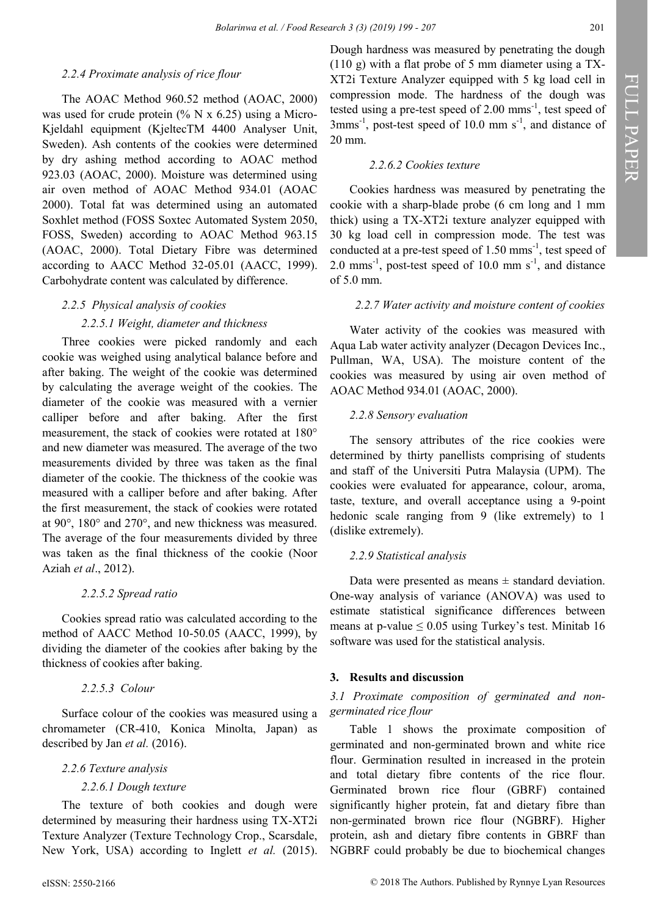### 2.2.4 Proximate analysis of rice flour

The AOAC Method 960.52 method (AOAC, 2000) was used for crude protein (% N x 6.25) using a Micro-Kjeldahl equipment (KjeltecTM 4400 Analyser Unit, Sweden). Ash contents of the cookies were determined by dry ashing method according to AOAC method 923.03 (AOAC, 2000). Moisture was determined using air oven method of AOAC Method 934.01 (AOAC 2000). Total fat was determined using an automated Soxhlet method (FOSS Soxtec Automated System 2050, FOSS, Sweden) according to AOAC Method 963.15 (AOAC, 2000). Total Dietary Fibre was determined according to AACC Method 32-05.01 (AACC, 1999). Carbohydrate content was calculated by difference.

### 2.2.5 Physical analysis of cookies

#### 2.2.5.1 Weight, diameter and thickness

Three cookies were picked randomly and each cookie was weighed using analytical balance before and after baking. The weight of the cookie was determined by calculating the average weight of the cookies. The diameter of the cookie was measured with a vernier calliper before and after baking. After the first measurement, the stack of cookies were rotated at 180° and new diameter was measured. The average of the two measurements divided by three was taken as the final diameter of the cookie. The thickness of the cookie was measured with a calliper before and after baking. After the first measurement, the stack of cookies were rotated at 90°, 180° and 270°, and new thickness was measured. The average of the four measurements divided by three was taken as the final thickness of the cookie (Noor Aziah *et al*., 2012).

#### 2.2.5.2 Spread ratio

Cookies spread ratio was calculated according to the method of AACC Method 10-50.05 (AACC, 1999), by dividing the diameter of the cookies after baking by the thickness of cookies after baking.

#### 2.2.5.3 Colour

Surface colour of the cookies was measured using a chromameter (CR-410, Konica Minolta, Japan) as described by Jan *et al.* (2016).

### 2.2.6 Texture analysis

#### 2.2.6.1 Dough texture

The texture of both cookies and dough were determined by measuring their hardness using TX-XT2i Texture Analyzer (Texture Technology Crop., Scarsdale, New York, USA) according to Inglett *et al.* (2015). Dough hardness was measured by penetrating the dough (110 g) with a flat probe of 5 mm diameter using a TX-XT2i Texture Analyzer equipped with 5 kg load cell in compression mode. The hardness of the dough was tested using a pre-test speed of 2.00 $mms^{-1}$, test speed of 3$mms^{-1}$, post-test speed of 10.0 mm $s^{-1}$, and distance of 20 mm.

#### 2.2.6.2 Cookies texture

Cookies hardness was measured by penetrating the cookie with a sharp-blade probe (6 cm long and 1 mm thick) using a TX-XT2i texture analyzer equipped with 30 kg load cell in compression mode. The test was conducted at a pre-test speed of 1.50 $mms^{-1}$, test speed of 2.0 $mms^{-1}$, post-test speed of 10.0 mm $s^{-1}$, and distance of 5.0 mm.

### 2.2.7 Water activity and moisture content of cookies

Water activity of the cookies was measured with Aqua Lab water activity analyzer (Decagon Devices Inc., Pullman, WA, USA). The moisture content of the cookies was measured by using air oven method of AOAC Method 934.01 (AOAC, 2000).

### 2.2.8 Sensory evaluation

The sensory attributes of the rice cookies were determined by thirty panellists comprising of students and staff of the Universiti Putra Malaysia (UPM). The cookies were evaluated for appearance, colour, aroma, taste, texture, and overall acceptance using a 9-point hedonic scale ranging from 9 (like extremely) to 1 (dislike extremely).

### 2.2.9 Statistical analysis

Data were presented as means ± standard deviation. One-way analysis of variance (ANOVA) was used to estimate statistical significance differences between means at p-value $\leq$ 0.05 using Turkey's test. Minitab 16 software was used for the statistical analysis.

## 3. Results and discussion

### 3.1 Proximate composition of germinated and non-germinated rice flour

Table 1 shows the proximate composition of germinated and non-germinated brown and white rice flour. Germination resulted in increased in the protein and total dietary fibre contents of the rice flour. Germinated brown rice flour (GBRF) contained significantly higher protein, fat and dietary fibre than non-germinated brown rice flour (NGBRF). Higher protein, ash and dietary fibre contents in GBRF than NGBRF could probably be due to biochemical changes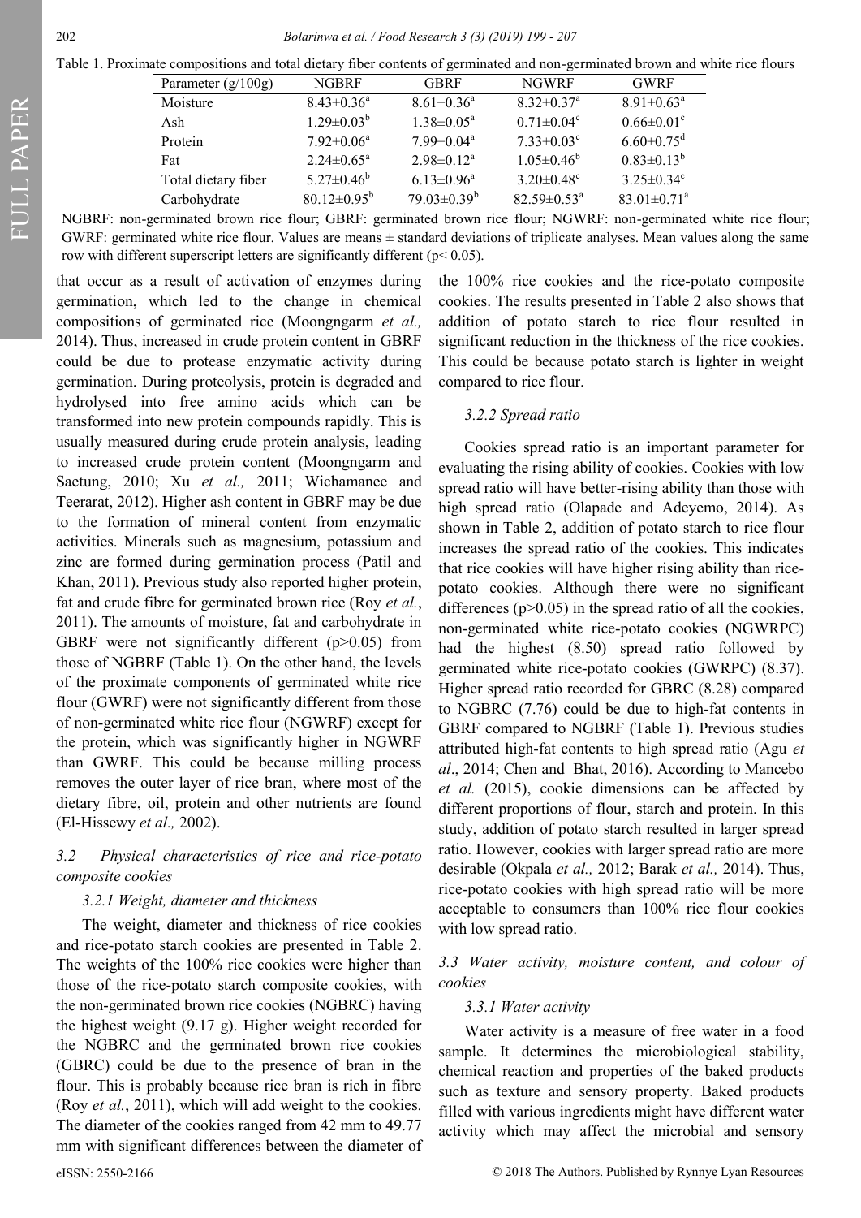Table 1. Proximate compositions and total dietary fiber contents of germinated and non-germinated brown and white rice flours

| Parameter (g/100g) | NGBRF | GBRF | NGWRF | GWRF |
|---|---|---|---|---|
| Moisture | $8.43\pm0.36^a$ | $8.61\pm0.36^a$ | $8.32\pm0.37^a$ | $8.91\pm0.63^a$ |
| Ash | $1.29\pm0.03^b$ | $1.38\pm0.05^a$ | $0.71\pm0.04^c$ | $0.66\pm0.01^c$ |
| Protein | $7.92\pm0.06^a$ | $7.99\pm0.04^a$ | $7.33\pm0.03^c$ | $6.60\pm0.75^d$ |
| Fat | $2.24\pm0.65^a$ | $2.98\pm0.12^a$ | $1.05\pm0.46^b$ | $0.83\pm0.13^b$ |
| Total dietary fiber | $5.27\pm0.46^b$ | $6.13\pm0.96^a$ | $3.20\pm0.48^c$ | $3.25\pm0.34^c$ |
| Carbohydrate | $80.12\pm0.95^b$ | $79.03\pm0.39^b$ | $82.59\pm0.53^a$ | $83.01\pm0.71^a$ |

NGBRF: non-germinated brown rice flour; GBRF: germinated brown rice flour; NGWRF: non-germinated white rice flour; GWRF: germinated white rice flour. Values are means ± standard deviations of triplicate analyses. Mean values along the same row with different superscript letters are significantly different ($p< 0.05$).

that occur as a result of activation of enzymes during germination, which led to the change in chemical compositions of germinated rice (Moongngarm *et al.,* 2014). Thus, increased in crude protein content in GBRF could be due to protease enzymatic activity during germination. During proteolysis, protein is degraded and hydrolysed into free amino acids which can be transformed into new protein compounds rapidly. This is usually measured during crude protein analysis, leading to increased crude protein content (Moongngarm and Saetung, 2010; Xu *et al.,* 2011; Wichamanee and Teerarat, 2012). Higher ash content in GBRF may be due to the formation of mineral content from enzymatic activities. Minerals such as magnesium, potassium and zinc are formed during germination process (Patil and Khan, 2011). Previous study also reported higher protein, fat and crude fibre for germinated brown rice (Roy *et al.*, 2011). The amounts of moisture, fat and carbohydrate in GBRF were not significantly different ($p>0.05$) from those of NGBRF (Table 1). On the other hand, the levels of the proximate components of germinated white rice flour (GWRF) were not significantly different from those of non-germinated white rice flour (NGWRF) except for the protein, which was significantly higher in NGWRF than GWRF. This could be because milling process removes the outer layer of rice bran, where most of the dietary fibre, oil, protein and other nutrients are found (El-Hissewy *et al.,* 2002).

### *3.2 Physical characteristics of rice and rice-potato composite cookies*

#### *3.2.1 Weight, diameter and thickness*

The weight, diameter and thickness of rice cookies and rice-potato starch cookies are presented in Table 2. The weights of the 100% rice cookies were higher than those of the rice-potato starch composite cookies, with the non-germinated brown rice cookies (NGBRC) having the highest weight (9.17 g). Higher weight recorded for the NGBRC and the germinated brown rice cookies (GBRC) could be due to the presence of bran in the flour. This is probably because rice bran is rich in fibre (Roy *et al.*, 2011), which will add weight to the cookies. The diameter of the cookies ranged from 42 mm to 49.77 mm with significant differences between the diameter of the 100% rice cookies and the rice-potato composite cookies. The results presented in Table 2 also shows that addition of potato starch to rice flour resulted in significant reduction in the thickness of the rice cookies. This could be because potato starch is lighter in weight compared to rice flour.

#### *3.2.2 Spread ratio*

Cookies spread ratio is an important parameter for evaluating the rising ability of cookies. Cookies with low spread ratio will have better-rising ability than those with high spread ratio (Olapade and Adeyemo, 2014). As shown in Table 2, addition of potato starch to rice flour increases the spread ratio of the cookies. This indicates that rice cookies will have higher rising ability than rice-potato cookies. Although there were no significant differences ($p>0.05$) in the spread ratio of all the cookies, non-germinated white rice-potato cookies (NGWRPC) had the highest (8.50) spread ratio followed by germinated white rice-potato cookies (GWRPC) (8.37). Higher spread ratio recorded for GBRC (8.28) compared to NGBRC (7.76) could be due to high-fat contents in GBRF compared to NGBRF (Table 1). Previous studies attributed high-fat contents to high spread ratio (Agu *et al*., 2014; Chen and Bhat, 2016). According to Mancebo *et al.* (2015), cookie dimensions can be affected by different proportions of flour, starch and protein. In this study, addition of potato starch resulted in larger spread ratio. However, cookies with larger spread ratio are more desirable (Okpala *et al.,* 2012; Barak *et al.,* 2014). Thus, rice-potato cookies with high spread ratio will be more acceptable to consumers than 100% rice flour cookies with low spread ratio.

### *3.3 Water activity, moisture content, and colour of cookies*

#### *3.3.1 Water activity*

Water activity is a measure of free water in a food sample. It determines the microbiological stability, chemical reaction and properties of the baked products such as texture and sensory property. Baked products filled with various ingredients might have different water activity which may affect the microbial and sensory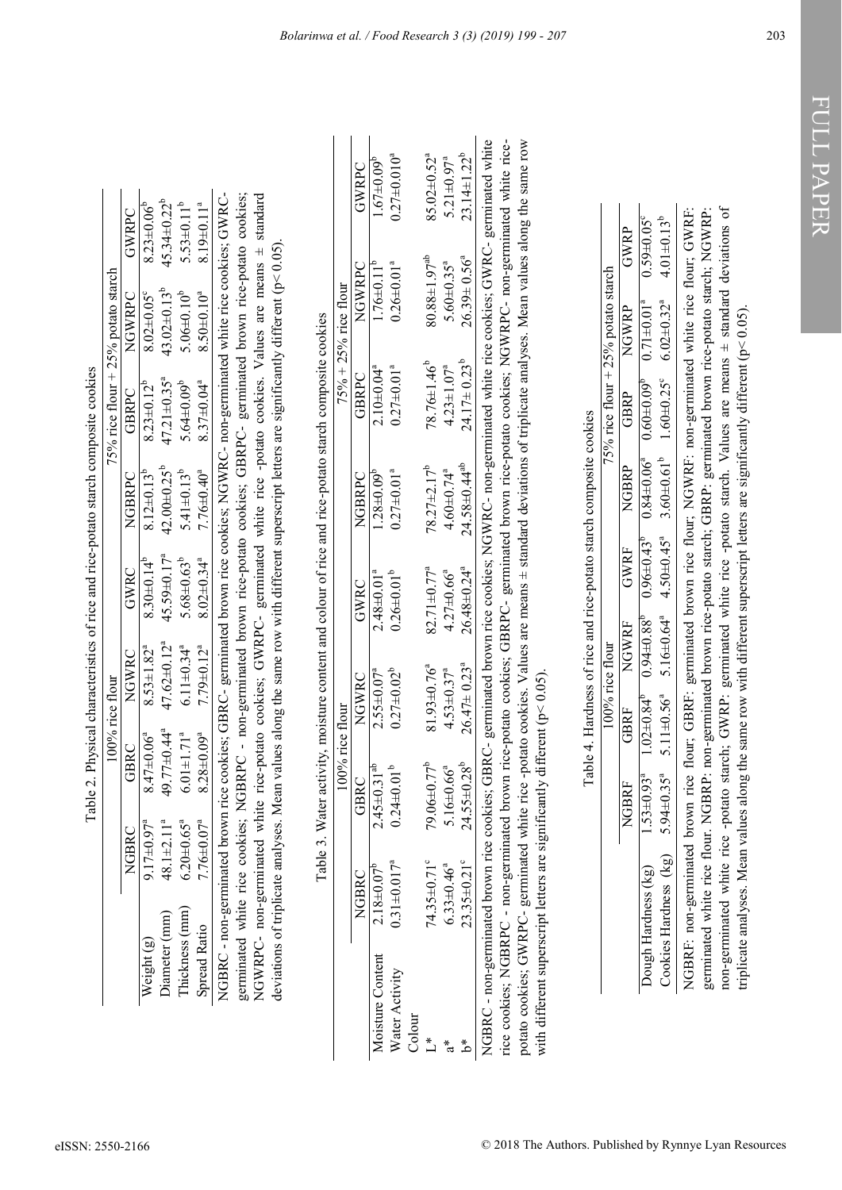Table 2. Physical characteristics of rice and rice-potato starch composite cookies

| | 100% rice flour | | | | 75% rice flour + 25% potato starch | | | |
|---|---|---|---|---|---|---|---|---|
| | NGBRC | GBRC | NGWRC | GWRC | NGBRPC | GBRPC | NGWRPC | GWRPC |
| Weight (g) | 9.17±0.97[a] | 8.47±0.06[a] | 8.53±1.82[a] | 8.30±0.14[b] | 8.12±0.13[b] | 8.23±0.12[b] | 8.02±0.05[c] | 8.23±0.06[b] |
| Diameter (mm) | 48.1±2.11[a] | 49.77±0.44[a] | 47.62±0.12[a] | 45.59±0.17[a] | 42.00±0.25[b] | 47.21±0.35[a] | 43.02±0.13[b] | 45.34±0.22[b] |
| Thickness (mm) | 6.20±0.65[a] | 6.01±1.71[a] | 6.11±0.34[a] | 5.68±0.63[b] | 5.41±0.13[b] | 5.64±0.09[b] | 5.06±0.10[b] | 5.53±0.11[b] |
| Spread Ratio | 7.76±0.07[a] | 8.28±0.09[a] | 7.79±0.12[a] | 8.02±0.34[a] | 7.76±0.40[a] | 8.37±0.04[a] | 8.50±0.10[a] | 8.19±0.11[a] |

NGBRC - non-germinated brown rice cookies; GBRC- germinated brown rice cookies; NGWRC- non-germinated white rice cookies; GWRC- germinated white rice cookies; NGBRPC - non-germinated brown rice-potato cookies; GBRPC- germinated brown rice-potato cookies; NGWRPC- non-germinated white rice-potato cookies; GWRPC- germinated white rice -potato cookies. Values are means ± standard deviations of triplicate analyses. Mean values along the same row with different superscript letters are significantly different ($p < 0.05$).

Table 3. Water activity, moisture content and colour of rice and rice-potato starch composite cookies

| | 100% rice flour | | | | 75% + 25% rice flour | | | |
|---|---|---|---|---|---|---|---|---|
| | NGBRC | GBRC | NGWRC | GWRC | NGBRPC | GBRPC | NGWRPC | GWRPC |
| Moisture Content | 2.18±0.07[b] | 2.45±0.31[ab] | 2.55±0.07[a] | 2.48±0.01[a] | 1.28±0.09[b] | 2.10±0.04[a] | 1.76±0.11[b] | 1.67±0.09[b] |
| Water Activity | 0.31±0.017[a] | 0.24±0.01[b] | 0.27±0.02[b] | 0.26±0.01[b] | 0.27±0.01[a] | 0.27±0.01[a] | 0.26±0.01[a] | 0.27±0.010[a] |
| Colour | | | | | | | | |
| L* | 74.35±0.71[c] | 79.06±0.77[b] | 81.93±0.76[a] | 82.71±0.77[a] | 78.27±2.17[b] | 78.76±1.46[b] | 80.88±1.97[ab] | 85.02±0.52[a] |
| a* | 6.33±0.46[a] | 5.16±0.66[a] | 4.53±0.37[a] | 4.27±0.66[a] | 4.60±0.74[a] | 4.23±1.07[a] | 5.60±0.35[a] | 5.21±0.97[a] |
| b* | 23.35±0.21[c] | 24.55±0.28[b] | 26.47± 0.23[a] | 26.48±0.24[a] | 24.58±0.44[ab] | 24.17± 0.23[b] | 26.39± 0.56[a] | 23.14±1.22[b] |

NGBRC - non-germinated brown rice cookies; GBRC- germinated brown rice cookies; NGWRC- non-germinated white rice cookies; GWRC- germinated white rice cookies; NGBRPC - non-germinated brown rice-potato cookies; GBRPC- germinated brown rice-potato cookies; NGWRPC- non-germinated white rice-potato cookies; GWRPC- germinated white rice -potato cookies. Values are means ± standard deviations of triplicate analyses. Mean values along the same row with different superscript letters are significantly different ($p < 0.05$).

Table 4. Hardness of rice and rice-potato starch composite cookies

| | 100% rice flour | | | | 75% rice flour + 25% potato starch | | | |
|---|---|---|---|---|---|---|---|---|
| | NGBRF | GBRF | NGWRF | GWRF | NGBRP | GBRP | NGWRP | GWRP |
| Dough Hardness (kg) | 1.53±0.93[a] | 1.02±0.84[b] | 0.94±0.88[b] | 0.96±0.43[b] | 0.84±0.06[a] | 0.60±0.09[b] | 0.71±0.01[a] | 0.59±0.05[c] |
| Cookies Hardness (kg) | 5.94±0.35[a] | 5.11±0.56[a] | 5.16±0.64[a] | 4.50±0.45[a] | 3.60±0.61[b] | 1.60±0.25[c] | 6.02±0.32[a] | 4.01±0.13[b] |

NGBRF: non-germinated brown rice flour; GBRF: germinated brown rice flour; NGWRF: non-germinated white rice flour; GWRF: germinated white rice flour. NGBRP: non-germinated brown rice-potato starch; GBRP: germinated brown rice-potato starch; NGWRP: non-germinated white rice -potato starch; GWRP: germinated white rice -potato starch. Values are means ± standard deviations of triplicate analyses. Mean values along the same row with different superscript letters are significantly different ($p < 0.05$).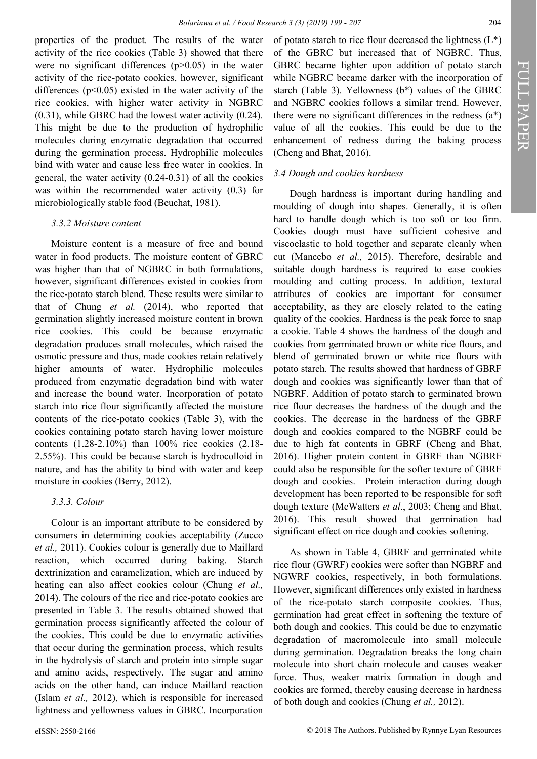properties of the product. The results of the water activity of the rice cookies (Table 3) showed that there were no significant differences ($p>0.05$) in the water activity of the rice-potato cookies, however, significant differences ($p<0.05$) existed in the water activity of the rice cookies, with higher water activity in NGBRC (0.31), while GBRC had the lowest water activity (0.24). This might be due to the production of hydrophilic molecules during enzymatic degradation that occurred during the germination process. Hydrophilic molecules bind with water and cause less free water in cookies. In general, the water activity (0.24-0.31) of all the cookies was within the recommended water activity (0.3) for microbiologically stable food (Beuchat, 1981).

### *3.3.2 Moisture content*

Moisture content is a measure of free and bound water in food products. The moisture content of GBRC was higher than that of NGBRC in both formulations, however, significant differences existed in cookies from the rice-potato starch blend. These results were similar to that of Chung *et al.* (2014), who reported that germination slightly increased moisture content in brown rice cookies. This could be because enzymatic degradation produces small molecules, which raised the osmotic pressure and thus, made cookies retain relatively higher amounts of water. Hydrophilic molecules produced from enzymatic degradation bind with water and increase the bound water. Incorporation of potato starch into rice flour significantly affected the moisture contents of the rice-potato cookies (Table 3), with the cookies containing potato starch having lower moisture contents (1.28-2.10%) than 100% rice cookies (2.18-2.55%). This could be because starch is hydrocolloid in nature, and has the ability to bind with water and keep moisture in cookies (Berry, 2012).

### *3.3.3. Colour*

Colour is an important attribute to be considered by consumers in determining cookies acceptability (Zucco *et al.,* 2011). Cookies colour is generally due to Maillard reaction, which occurred during baking. Starch dextrinization and caramelization, which are induced by heating can also affect cookies colour (Chung *et al.,* 2014). The colours of the rice and rice-potato cookies are presented in Table 3. The results obtained showed that germination process significantly affected the colour of the cookies. This could be due to enzymatic activities that occur during the germination process, which results in the hydrolysis of starch and protein into simple sugar and amino acids, respectively. The sugar and amino acids on the other hand, can induce Maillard reaction (Islam *et al.,* 2012), which is responsible for increased lightness and yellowness values in GBRC. Incorporation of potato starch to rice flour decreased the lightness ($L^*$) of the GBRC but increased that of NGBRC. Thus, GBRC became lighter upon addition of potato starch while NGBRC became darker with the incorporation of starch (Table 3). Yellowness ($b^*$) values of the GBRC and NGBRC cookies follows a similar trend. However, there were no significant differences in the redness ($a^*$) value of all the cookies. This could be due to the enhancement of redness during the baking process (Cheng and Bhat, 2016).

### *3.4 Dough and cookies hardness*

Dough hardness is important during handling and moulding of dough into shapes. Generally, it is often hard to handle dough which is too soft or too firm. Cookies dough must have sufficient cohesive and viscoelastic to hold together and separate cleanly when cut (Mancebo *et al.,* 2015). Therefore, desirable and suitable dough hardness is required to ease cookies moulding and cutting process. In addition, textural attributes of cookies are important for consumer acceptability, as they are closely related to the eating quality of the cookies. Hardness is the peak force to snap a cookie. Table 4 shows the hardness of the dough and cookies from germinated brown or white rice flours, and blend of germinated brown or white rice flours with potato starch. The results showed that hardness of GBRF dough and cookies was significantly lower than that of NGBRF. Addition of potato starch to germinated brown rice flour decreases the hardness of the dough and the cookies. The decrease in the hardness of the GBRF dough and cookies compared to the NGBRF could be due to high fat contents in GBRF (Cheng and Bhat, 2016). Higher protein content in GBRF than NGBRF could also be responsible for the softer texture of GBRF dough and cookies. Protein interaction during dough development has been reported to be responsible for soft dough texture (McWatters *et al*., 2003; Cheng and Bhat, 2016). This result showed that germination had significant effect on rice dough and cookies softening.

As shown in Table 4, GBRF and germinated white rice flour (GWRF) cookies were softer than NGBRF and NGWRF cookies, respectively, in both formulations. However, significant differences only existed in hardness of the rice-potato starch composite cookies. Thus, germination had great effect in softening the texture of both dough and cookies. This could be due to enzymatic degradation of macromolecule into small molecule during germination. Degradation breaks the long chain molecule into short chain molecule and causes weaker force. Thus, weaker matrix formation in dough and cookies are formed, thereby causing decrease in hardness of both dough and cookies (Chung *et al.,* 2012).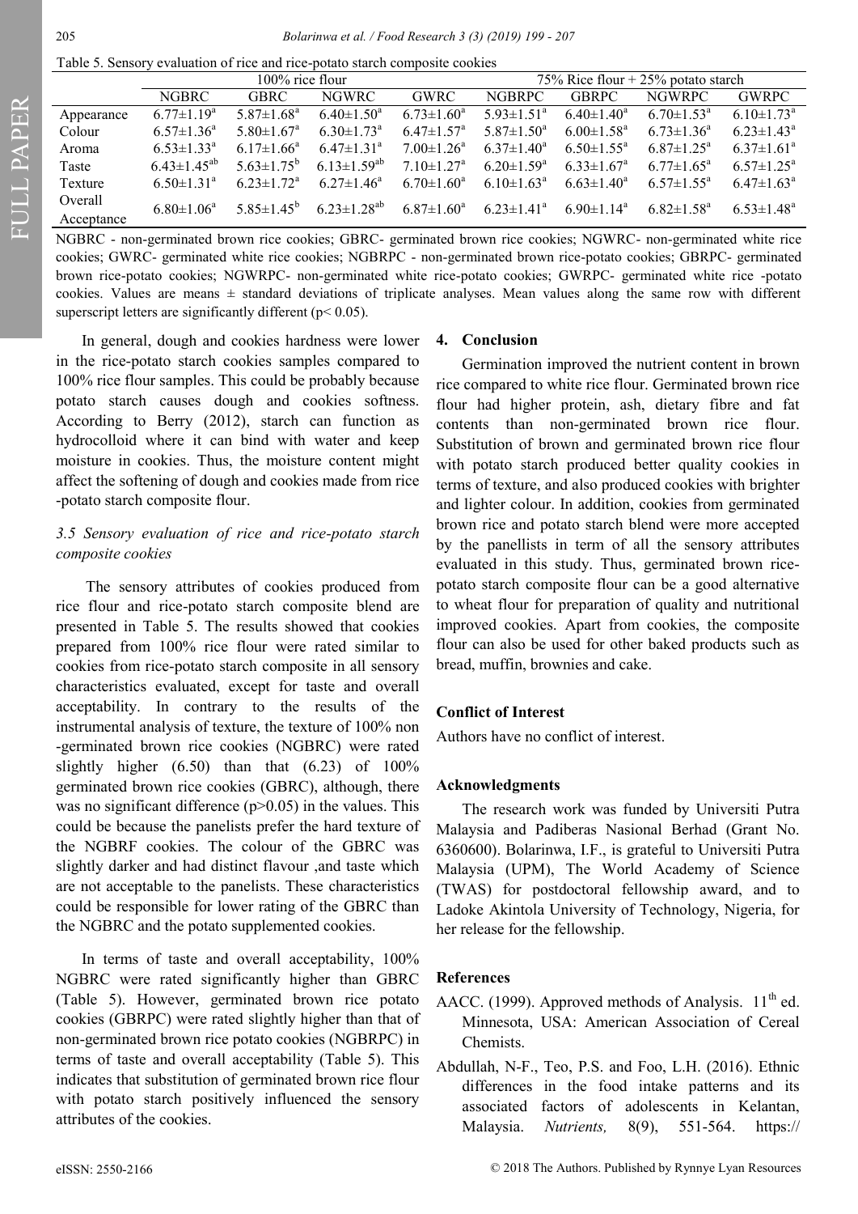Table 5. Sensory evaluation of rice and rice-potato starch composite cookies

| | 100% rice flour | | | | 75% Rice flour + 25% potato starch | | | |
|---|---|---|---|---|---|---|---|---|
| | NGBRC | GBRC | NGWRC | GWRC | NGBRPC | GBRPC | NGWRPC | GWRPC |
| Appearance | $6.77±1.19^a$ | $5.87±1.68^a$ | $6.40±1.50^a$ | $6.73±1.60^a$ | $5.93±1.51^a$ | $6.40±1.40^a$ | $6.70±1.53^a$ | $6.10±1.73^a$ |
| Colour | $6.57±1.36^a$ | $5.80±1.67^a$ | $6.30±1.73^a$ | $6.47±1.57^a$ | $5.87±1.50^a$ | $6.00±1.58^a$ | $6.73±1.36^a$ | $6.23±1.43^a$ |
| Aroma | $6.53±1.33^a$ | $6.17±1.66^a$ | $6.47±1.31^a$ | $7.00±1.26^a$ | $6.37±1.40^a$ | $6.50±1.55^a$ | $6.87±1.25^a$ | $6.37±1.61^a$ |
| Taste | $6.43±1.45^{ab}$ | $5.63±1.75^b$ | $6.13±1.59^{ab}$ | $7.10±1.27^a$ | $6.20±1.59^a$ | $6.33±1.67^a$ | $6.77±1.65^a$ | $6.57±1.25^a$ |
| Texture | $6.50±1.31^a$ | $6.23±1.72^a$ | $6.27±1.46^a$ | $6.70±1.60^a$ | $6.10±1.63^a$ | $6.63±1.40^a$ | $6.57±1.55^a$ | $6.47±1.63^a$ |
| Overall Acceptance | $6.80±1.06^a$ | $5.85±1.45^b$ | $6.23±1.28^{ab}$ | $6.87±1.60^a$ | $6.23±1.41^a$ | $6.90±1.14^a$ | $6.82±1.58^a$ | $6.53±1.48^a$ |

NGBRC - non-germinated brown rice cookies; GBRC- germinated brown rice cookies; NGWRC- non-germinated white rice cookies; GWRC- germinated white rice cookies; NGBRPC - non-germinated brown rice-potato cookies; GBRPC- germinated brown rice-potato cookies; NGWRPC- non-germinated white rice-potato cookies; GWRPC- germinated white rice -potato cookies. Values are means ± standard deviations of triplicate analyses. Mean values along the same row with different superscript letters are significantly different ($p< 0.05$).

In general, dough and cookies hardness were lower in the rice-potato starch cookies samples compared to 100% rice flour samples. This could be probably because potato starch causes dough and cookies softness. According to Berry (2012), starch can function as hydrocolloid where it can bind with water and keep moisture in cookies. Thus, the moisture content might affect the softening of dough and cookies made from rice -potato starch composite flour.

### *3.5 Sensory evaluation of rice and rice-potato starch composite cookies*

The sensory attributes of cookies produced from rice flour and rice-potato starch composite blend are presented in Table 5. The results showed that cookies prepared from 100% rice flour were rated similar to cookies from rice-potato starch composite in all sensory characteristics evaluated, except for taste and overall acceptability. In contrary to the results of the instrumental analysis of texture, the texture of 100% non -germinated brown rice cookies (NGBRC) were rated slightly higher (6.50) than that (6.23) of 100% germinated brown rice cookies (GBRC), although, there was no significant difference ($p>0.05$) in the values. This could be because the panelists prefer the hard texture of the NGBRF cookies. The colour of the GBRC was slightly darker and had distinct flavour ,and taste which are not acceptable to the panelists. These characteristics could be responsible for lower rating of the GBRC than the NGBRC and the potato supplemented cookies.

In terms of taste and overall acceptability, 100% NGBRC were rated significantly higher than GBRC (Table 5). However, germinated brown rice potato cookies (GBRPC) were rated slightly higher than that of non-germinated brown rice potato cookies (NGBRPC) in terms of taste and overall acceptability (Table 5). This indicates that substitution of germinated brown rice flour with potato starch positively influenced the sensory attributes of the cookies.

## 4. Conclusion

Germination improved the nutrient content in brown rice compared to white rice flour. Germinated brown rice flour had higher protein, ash, dietary fibre and fat contents than non-germinated brown rice flour. Substitution of brown and germinated brown rice flour with potato starch produced better quality cookies in terms of texture, and also produced cookies with brighter and lighter colour. In addition, cookies from germinated brown rice and potato starch blend were more accepted by the panellists in term of all the sensory attributes evaluated in this study. Thus, germinated brown rice-potato starch composite flour can be a good alternative to wheat flour for preparation of quality and nutritional improved cookies. Apart from cookies, the composite flour can also be used for other baked products such as bread, muffin, brownies and cake.

## Conflict of Interest

Authors have no conflict of interest.

## Acknowledgments

The research work was funded by Universiti Putra Malaysia and Padiberas Nasional Berhad (Grant No. 6360600). Bolarinwa, I.F., is grateful to Universiti Putra Malaysia (UPM), The World Academy of Science (TWAS) for postdoctoral fellowship award, and to Ladoke Akintola University of Technology, Nigeria, for her release for the fellowship.

## References

AACC. (1999). Approved methods of Analysis. 11th ed. Minnesota, USA: American Association of Cereal Chemists.

Abdullah, N-F., Teo, P.S. and Foo, L.H. (2016). Ethnic differences in the food intake patterns and its associated factors of adolescents in Kelantan, Malaysia. *Nutrients,* 8(9), 551-564. https://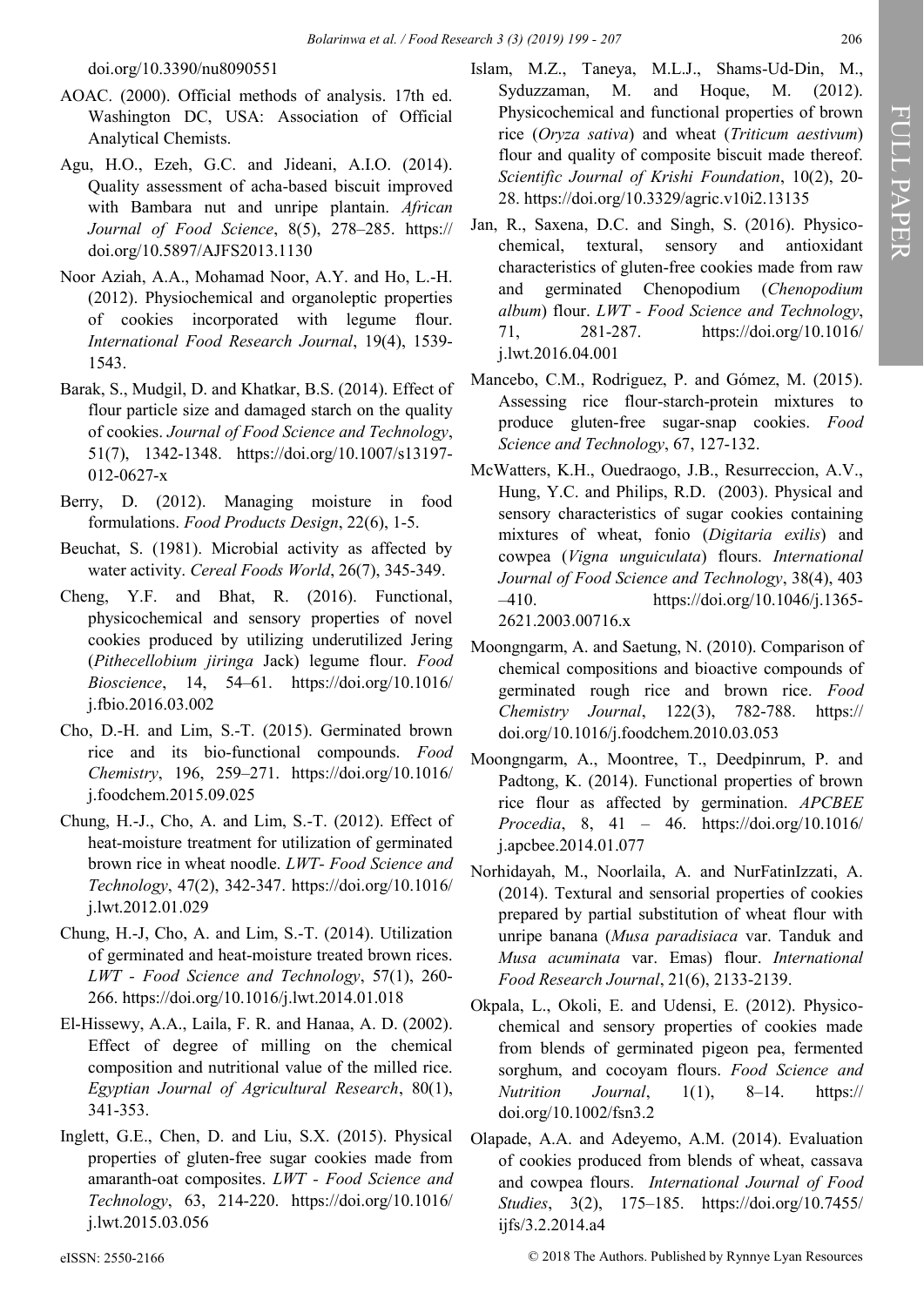doi.org/10.3390/nu8090551

AOAC. (2000). Official methods of analysis. 17th ed. Washington DC, USA: Association of Official Analytical Chemists.

Agu, H.O., Ezeh, G.C. and Jideani, A.I.O. (2014). Quality assessment of acha-based biscuit improved with Bambara nut and unripe plantain. *African Journal of Food Science*, 8(5), 278–285. https://doi.org/10.5897/AJFS2013.1130

Noor Aziah, A.A., Mohamad Noor, A.Y. and Ho, L.-H. (2012). Physiochemical and organoleptic properties of cookies incorporated with legume flour. *International Food Research Journal*, 19(4), 1539-1543.

Barak, S., Mudgil, D. and Khatkar, B.S. (2014). Effect of flour particle size and damaged starch on the quality of cookies. *Journal of Food Science and Technology*, 51(7), 1342-1348. https://doi.org/10.1007/s13197-012-0627-x

Berry, D. (2012). Managing moisture in food formulations. *Food Products Design*, 22(6), 1-5.

Beuchat, S. (1981). Microbial activity as affected by water activity. *Cereal Foods World*, 26(7), 345-349.

Cheng, Y.F. and Bhat, R. (2016). Functional, physicochemical and sensory properties of novel cookies produced by utilizing underutilized Jering (*Pithecellobium jiringa* Jack) legume flour. *Food Bioscience*, 14, 54–61. https://doi.org/10.1016/j.fbio.2016.03.002

Cho, D.-H. and Lim, S.-T. (2015). Germinated brown rice and its bio-functional compounds. *Food Chemistry*, 196, 259–271. https://doi.org/10.1016/j.foodchem.2015.09.025

Chung, H.-J., Cho, A. and Lim, S.-T. (2012). Effect of heat-moisture treatment for utilization of germinated brown rice in wheat noodle. *LWT- Food Science and Technology*, 47(2), 342-347. https://doi.org/10.1016/j.lwt.2012.01.029

Chung, H.-J, Cho, A. and Lim, S.-T. (2014). Utilization of germinated and heat-moisture treated brown rices. *LWT - Food Science and Technology*, 57(1), 260-266. https://doi.org/10.1016/j.lwt.2014.01.018

El-Hissewy, A.A., Laila, F. R. and Hanaa, A. D. (2002). Effect of degree of milling on the chemical composition and nutritional value of the milled rice. *Egyptian Journal of Agricultural Research*, 80(1), 341-353.

Inglett, G.E., Chen, D. and Liu, S.X. (2015). Physical properties of gluten-free sugar cookies made from amaranth-oat composites. *LWT - Food Science and Technology*, 63, 214-220. https://doi.org/10.1016/j.lwt.2015.03.056

Islam, M.Z., Taneya, M.L.J., Shams-Ud-Din, M., Syduzzaman, M. and Hoque, M. (2012). Physicochemical and functional properties of brown rice (*Oryza sativa*) and wheat (*Triticum aestivum*) flour and quality of composite biscuit made thereof. *Scientific Journal of Krishi Foundation*, 10(2), 20-28. https://doi.org/10.3329/agric.v10i2.13135

Jan, R., Saxena, D.C. and Singh, S. (2016). Physico-chemical, textural, sensory and antioxidant characteristics of gluten-free cookies made from raw and germinated Chenopodium (*Chenopodium album*) flour. *LWT - Food Science and Technology*, 71, 281-287. https://doi.org/10.1016/j.lwt.2016.04.001

Mancebo, C.M., Rodriguez, P. and Gómez, M. (2015). Assessing rice flour-starch-protein mixtures to produce gluten-free sugar-snap cookies. *Food Science and Technology*, 67, 127-132.

McWatters, K.H., Ouedraogo, J.B., Resurreccion, A.V., Hung, Y.C. and Philips, R.D. (2003). Physical and sensory characteristics of sugar cookies containing mixtures of wheat, fonio (*Digitaria exilis*) and cowpea (*Vigna unguiculata*) flours. *International Journal of Food Science and Technology*, 38(4), 403–410. https://doi.org/10.1046/j.1365-2621.2003.00716.x

Moongngarm, A. and Saetung, N. (2010). Comparison of chemical compositions and bioactive compounds of germinated rough rice and brown rice. *Food Chemistry Journal*, 122(3), 782-788. https://doi.org/10.1016/j.foodchem.2010.03.053

Moongngarm, A., Moontree, T., Deedpinrum, P. and Padtong, K. (2014). Functional properties of brown rice flour as affected by germination. *APCBEE Procedia*, 8, 41 – 46. https://doi.org/10.1016/j.apcbee.2014.01.077

Norhidayah, M., Noorlaila, A. and NurFatinIzzati, A. (2014). Textural and sensorial properties of cookies prepared by partial substitution of wheat flour with unripe banana (*Musa paradisiaca* var. Tanduk and *Musa acuminata* var. Emas) flour. *International Food Research Journal*, 21(6), 2133-2139.

Okpala, L., Okoli, E. and Udensi, E. (2012). Physico-chemical and sensory properties of cookies made from blends of germinated pigeon pea, fermented sorghum, and cocoyam flours. *Food Science and Nutrition Journal*, 1(1), 8–14. https://doi.org/10.1002/fsn3.2

Olapade, A.A. and Adeyemo, A.M. (2014). Evaluation of cookies produced from blends of wheat, cassava and cowpea flours. *International Journal of Food Studies*, 3(2), 175–185. https://doi.org/10.7455/ijfs/3.2.2014.a4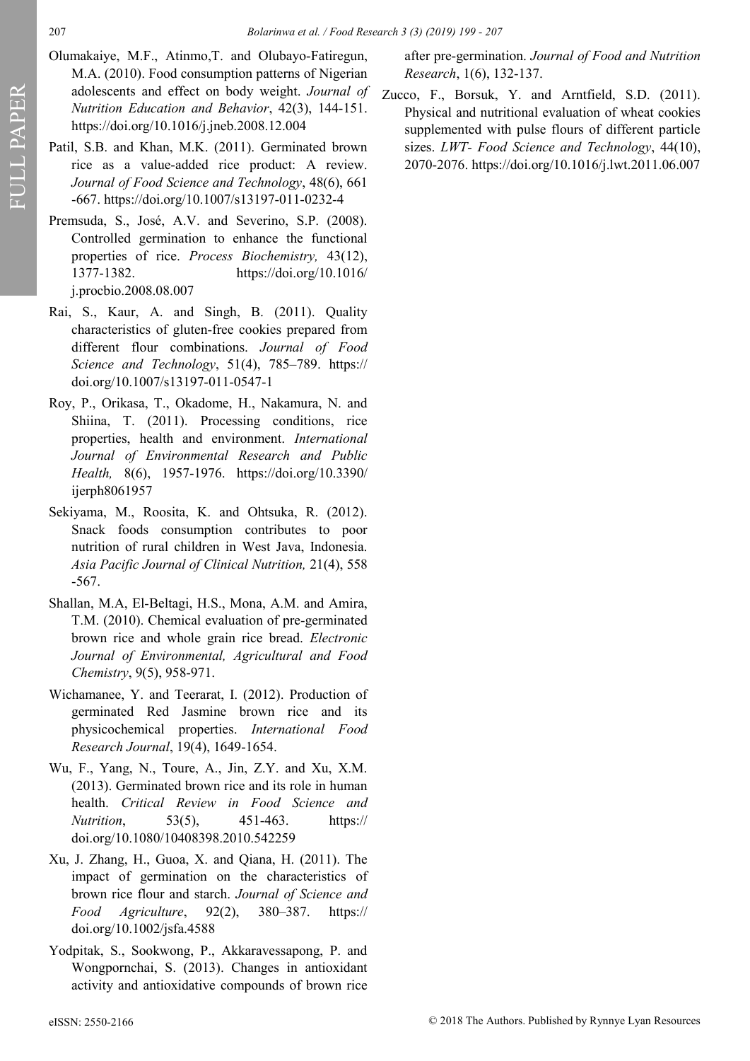Olumakaiye, M.F., Atinmo,T. and Olubayo-Fatiregun, M.A. (2010). Food consumption patterns of Nigerian adolescents and effect on body weight. *Journal of Nutrition Education and Behavior*, 42(3), 144-151. https://doi.org/10.1016/j.jneb.2008.12.004

Patil, S.B. and Khan, M.K. (2011). Germinated brown rice as a value-added rice product: A review. *Journal of Food Science and Technology*, 48(6), 661 -667. https://doi.org/10.1007/s13197-011-0232-4

Premsuda, S., José, A.V. and Severino, S.P. (2008). Controlled germination to enhance the functional properties of rice. *Process Biochemistry,* 43(12), 1377-1382. https://doi.org/10.1016/j.procbio.2008.08.007

Rai, S., Kaur, A. and Singh, B. (2011). Quality characteristics of gluten-free cookies prepared from different flour combinations. *Journal of Food Science and Technology*, 51(4), 785–789. https://doi.org/10.1007/s13197-011-0547-1

Roy, P., Orikasa, T., Okadome, H., Nakamura, N. and Shiina, T. (2011). Processing conditions, rice properties, health and environment. *International Journal of Environmental Research and Public Health,* 8(6), 1957-1976. https://doi.org/10.3390/ijerph8061957

Sekiyama, M., Roosita, K. and Ohtsuka, R. (2012). Snack foods consumption contributes to poor nutrition of rural children in West Java, Indonesia. *Asia Pacific Journal of Clinical Nutrition,* 21(4), 558 -567.

Shallan, M.A, El-Beltagi, H.S., Mona, A.M. and Amira, T.M. (2010). Chemical evaluation of pre-germinated brown rice and whole grain rice bread. *Electronic Journal of Environmental, Agricultural and Food Chemistry*, 9(5), 958-971.

Wichamanee, Y. and Teerarat, I. (2012). Production of germinated Red Jasmine brown rice and its physicochemical properties. *International Food Research Journal*, 19(4), 1649-1654.

Wu, F., Yang, N., Toure, A., Jin, Z.Y. and Xu, X.M. (2013). Germinated brown rice and its role in human health. *Critical Review in Food Science and Nutrition*, 53(5), 451-463. https://doi.org/10.1080/10408398.2010.542259

Xu, J. Zhang, H., Guoa, X. and Qiana, H. (2011). The impact of germination on the characteristics of brown rice flour and starch. *Journal of Science and Food Agriculture*, 92(2), 380–387. https://doi.org/10.1002/jsfa.4588

Yodpitak, S., Sookwong, P., Akkaravessapong, P. and Wongpornchai, S. (2013). Changes in antioxidant activity and antioxidative compounds of brown rice after pre-germination. *Journal of Food and Nutrition Research*, 1(6), 132-137.

Zucco, F., Borsuk, Y. and Arntfield, S.D. (2011). Physical and nutritional evaluation of wheat cookies supplemented with pulse flours of different particle sizes. *LWT- Food Science and Technology*, 44(10), 2070-2076. https://doi.org/10.1016/j.lwt.2011.06.007